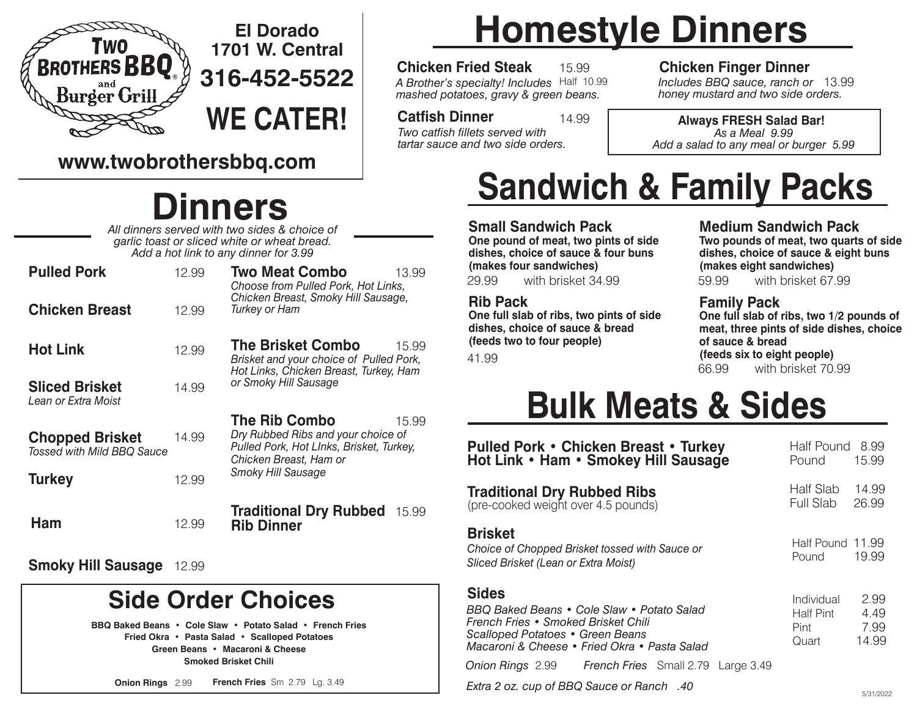# Two Brothers BBQ and Burger Grill®

**El Dorado**
**1701 W. Central**
**316-452-5522**

**WE CATER!**

**www.twobrothersbbq.com**

# Dinners

*All dinners served with two sides & choice of garlic toast or sliced white or wheat bread. Add a hot link to any dinner for 3.99*

**Pulled Pork** 12.99

**Chicken Breast** 12.99

**Hot Link** 12.99

**Sliced Brisket** 14.99
*Lean or Extra Moist*

**Chopped Brisket** 14.99
*Tossed with Mild BBQ Sauce*

**Turkey** 12.99

**Ham** 12.99

**Smoky Hill Sausage** 12.99

**Two Meat Combo** 13.99
*Choose from Pulled Pork, Hot Links, Chicken Breast, Smoky Hill Sausage, Turkey or Ham*

**The Brisket Combo** 15.99
*Brisket and your choice of Pulled Pork, Hot Links, Chicken Breast, Turkey, Ham or Smoky Hill Sausage*

**The Rib Combo** 15.99
*Dry Rubbed Ribs and your choice of Pulled Pork, Hot LInks, Chicken Breast, Brisket, Turkey, Chicken Breast, Ham or Smoky Hill Sausage*

**Traditional Dry Rubbed Rib Dinner** 15.99

## Side Order Choices

**BBQ Baked Beans • Cole Slaw • Potato Salad • French Fries**
**Fried Okra • Pasta Salad • Scalloped Potatoes**
**Green Beans • Macaroni & Cheese**
**Smoked Brisket Chili**

**Onion Rings** 2.99 **French Fries** Sm 2.79 Lg. 3.49

# Homestyle Dinners

**Chicken Fried Steak** 15.99
*A Brother's specialty! Includes mashed potatoes, gravy & green beans.* Half 10.99

**Catfish Dinner** 14.99
*Two catfish fillets served with tartar sauce and two side orders.*

**Chicken Finger Dinner** 13.99
*Includes BBQ sauce, ranch or honey mustard and two side orders.*

**Always FRESH Salad Bar!**
*As a Meal 9.99*
*Add a salad to any meal or burger 5.99*

# Sandwich & Family Packs

**Small Sandwich Pack**
**One pound of meat, two pints of side dishes, choice of sauce & four buns (makes four sandwiches)**
29.99 with brisket 34.99

**Rib Pack**
**One full slab of ribs, two pints of side dishes, choice of sauce & bread (feeds two to four people)**
41.99

**Medium Sandwich Pack**
**Two pounds of meat, two quarts of side dishes, choice of sauce & eight buns (makes eight sandwiches)**
59.99 with brisket 67.99

**Family Pack**
**One full slab of ribs, two 1/2 pounds of meat, three pints of side dishes, choice of sauce & bread (feeds six to eight people)**
66.99 with brisket 70.99

# Bulk Meats & Sides

**Pulled Pork • Chicken Breast • Turkey**
**Hot Link • Ham • Smokey Hill Sausage**
Half Pound 8.99
Pound 15.99

**Traditional Dry Rubbed Ribs**
(pre-cooked weight over 4.5 pounds)
Half Slab 14.99
Full Slab 26.99

**Brisket**
*Choice of Chopped Brisket tossed with Sauce or Sliced Brisket (Lean or Extra Moist)*
Half Pound 11.99
Pound 19.99

**Sides**
*BBQ Baked Beans • Cole Slaw • Potato Salad*
*French Fries • Smoked Brisket Chili*
*Scalloped Potatoes • Green Beans*
*Macaroni & Cheese • Fried Okra • Pasta Salad*
Individual 2.99
Half Pint 4.49
Pint 7.99
Quart 14.99

*Onion Rings* 2.99 *French Fries* Small 2.79 Large 3.49

*Extra 2 oz. cup of BBQ Sauce or Ranch .40*

5/31/2022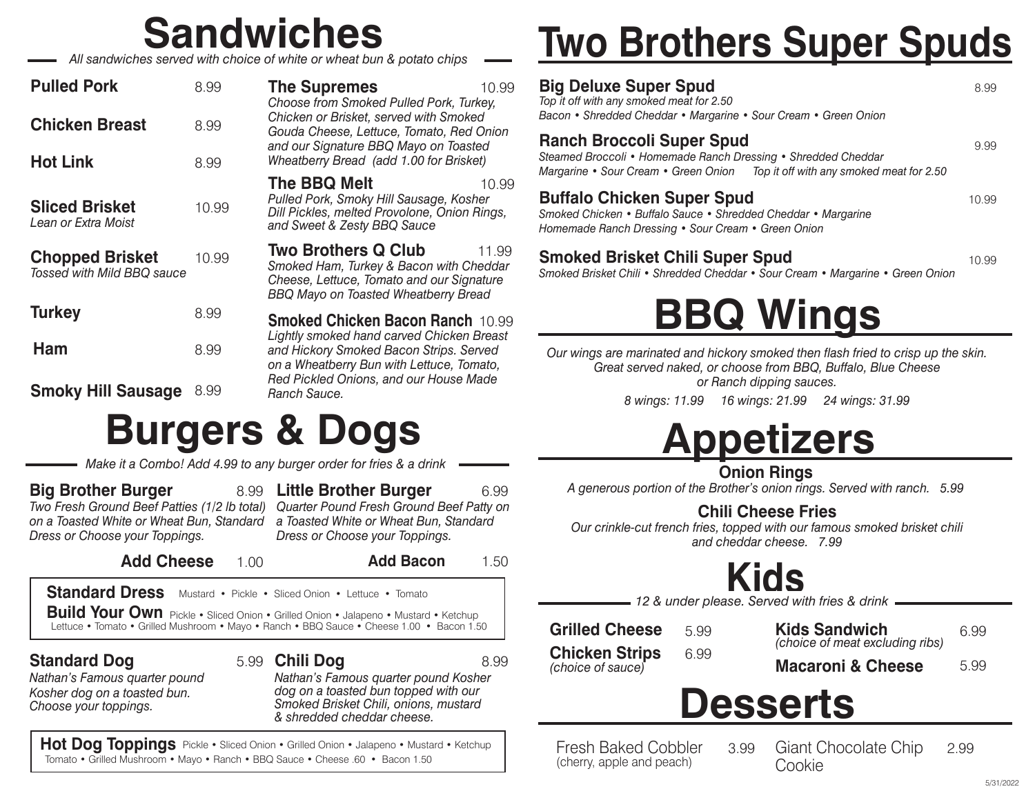# Sandwiches

*All sandwiches served with choice of white or wheat bun & potato chips*

**Pulled Pork** 8.99

**Chicken Breast** 8.99

**Hot Link** 8.99

**Sliced Brisket** 10.99
*Lean or Extra Moist*

**Chopped Brisket** 10.99
*Tossed with Mild BBQ sauce*

**Turkey** 8.99

**Ham** 8.99

**Smoky Hill Sausage** 8.99

**The Supremes** 10.99
*Choose from Smoked Pulled Pork, Turkey, Chicken or Brisket, served with Smoked Gouda Cheese, Lettuce, Tomato, Red Onion and our Signature BBQ Mayo on Toasted Wheatberry Bread (add 1.00 for Brisket)*

**The BBQ Melt** 10.99
*Pulled Pork, Smoky Hill Sausage, Kosher Dill Pickles, melted Provolone, Onion Rings, and Sweet & Zesty BBQ Sauce*

**Two Brothers Q Club** 11.99
*Smoked Ham, Turkey & Bacon with Cheddar Cheese, Lettuce, Tomato and our Signature BBQ Mayo on Toasted Wheatberry Bread*

**Smoked Chicken Bacon Ranch** 10.99
*Lightly smoked hand carved Chicken Breast and Hickory Smoked Bacon Strips. Served on a Wheatberry Bun with Lettuce, Tomato, Red Pickled Onions, and our House Made Ranch Sauce.*

# Burgers & Dogs

*Make it a Combo! Add 4.99 to any burger order for fries & a drink*

**Big Brother Burger** 8.99
*Two Fresh Ground Beef Patties (1/2 lb total) on a Toasted White or Wheat Bun, Standard Dress or Choose your Toppings.*

**Little Brother Burger** 6.99
*Quarter Pound Fresh Ground Beef Patty on a Toasted White or Wheat Bun, Standard Dress or Choose your Toppings.*

**Add Cheese** 1.00

**Add Bacon** 1.50

**Standard Dress** Mustard • Pickle • Sliced Onion • Lettuce • Tomato

**Build Your Own** Pickle • Sliced Onion • Grilled Onion • Jalapeno • Mustard • Ketchup Lettuce • Tomato • Grilled Mushroom • Mayo • Ranch • BBQ Sauce • Cheese 1.00 • Bacon 1.50

**Standard Dog** 5.99
*Nathan's Famous quarter pound Kosher dog on a toasted bun. Choose your toppings.*

**Chili Dog** 8.99
*Nathan's Famous quarter pound Kosher dog on a toasted bun topped with our Smoked Brisket Chili, onions, mustard & shredded cheddar cheese.*

**Hot Dog Toppings** Pickle • Sliced Onion • Grilled Onion • Jalapeno • Mustard • Ketchup Tomato • Grilled Mushroom • Mayo • Ranch • BBQ Sauce • Cheese .60 • Bacon 1.50

# Two Brothers Super Spuds

**Big Deluxe Super Spud** 8.99
*Top it off with any smoked meat for 2.50*
*Bacon • Shredded Cheddar • Margarine • Sour Cream • Green Onion*

**Ranch Broccoli Super Spud** 9.99
*Steamed Broccoli • Homemade Ranch Dressing • Shredded Cheddar Margarine • Sour Cream • Green Onion* *Top it off with any smoked meat for 2.50*

**Buffalo Chicken Super Spud** 10.99
*Smoked Chicken • Buffalo Sauce • Shredded Cheddar • Margarine Homemade Ranch Dressing • Sour Cream • Green Onion*

**Smoked Brisket Chili Super Spud** 10.99
*Smoked Brisket Chili • Shredded Cheddar • Sour Cream • Margarine • Green Onion*

# BBQ Wings

*Our wings are marinated and hickory smoked then flash fried to crisp up the skin. Great served naked, or choose from BBQ, Buffalo, Blue Cheese or Ranch dipping sauces.*

*8 wings: 11.99 16 wings: 21.99 24 wings: 31.99*

# Appetizers

**Onion Rings**
*A generous portion of the Brother's onion rings. Served with ranch. 5.99*

**Chili Cheese Fries**
*Our crinkle-cut french fries, topped with our famous smoked brisket chili and cheddar cheese. 7.99*

# Kids

*12 & under please. Served with fries & drink*

**Grilled Cheese** 5.99

**Chicken Strips** 6.99
*(choice of sauce)*

**Kids Sandwich** 6.99
*(choice of meat excluding ribs)*

**Macaroni & Cheese** 5.99

# Desserts

Fresh Baked Cobbler 3.99
(cherry, apple and peach)

Giant Chocolate Chip Cookie 2.99

5/31/2022